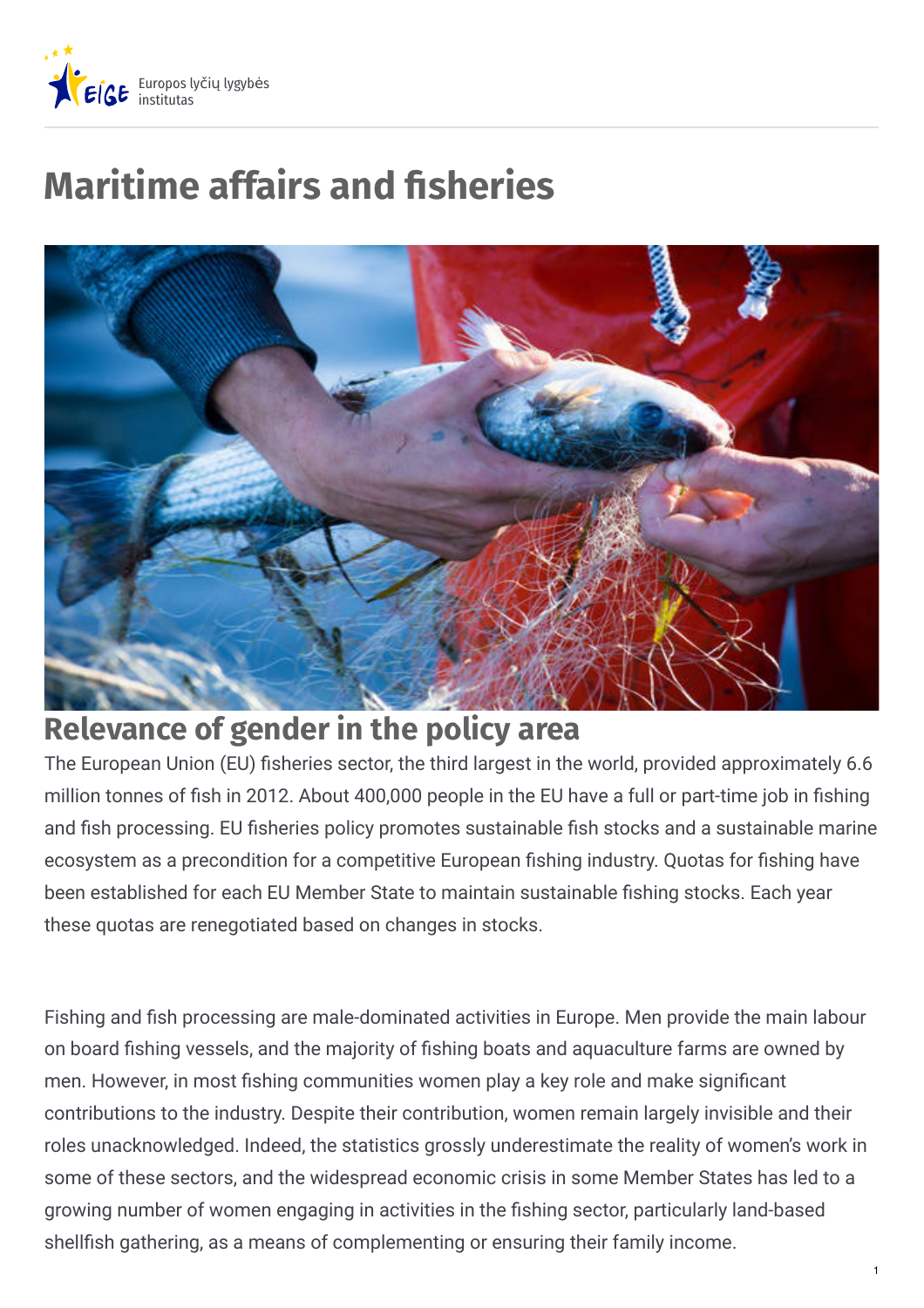Europos lyčių lygybės institutas

# Maritime affairs and fisheries

## Relevance of gender in the policy area

The European Union (EU) fisheries sector, the third largest in the world, provided approximately 6.6 million tonnes of fish in 2012. About 400,000 people in the EU have a full or part-time job in fishing and fish processing. EU fisheries policy promotes sustainable fish stocks and a sustainable marine ecosystem as a precondition for a competitive European fishing industry. Quotas for fishing have been established for each EU Member State to maintain sustainable fishing stocks. Each year these quotas are renegotiated based on changes in stocks.

Fishing and fish processing are male-dominated activities in Europe. Men provide the main labour on board fishing vessels, and the majority of fishing boats and aquaculture farms are owned by men. However, in most fishing communities women play a key role and make significant contributions to the industry. Despite their contribution, women remain largely invisible and their roles unacknowledged. Indeed, the statistics grossly underestimate the reality of women's work in some of these sectors, and the widespread economic crisis in some Member States has led to a growing number of women engaging in activities in the fishing sector, particularly land-based shellfish gathering, as a means of complementing or ensuring their family income.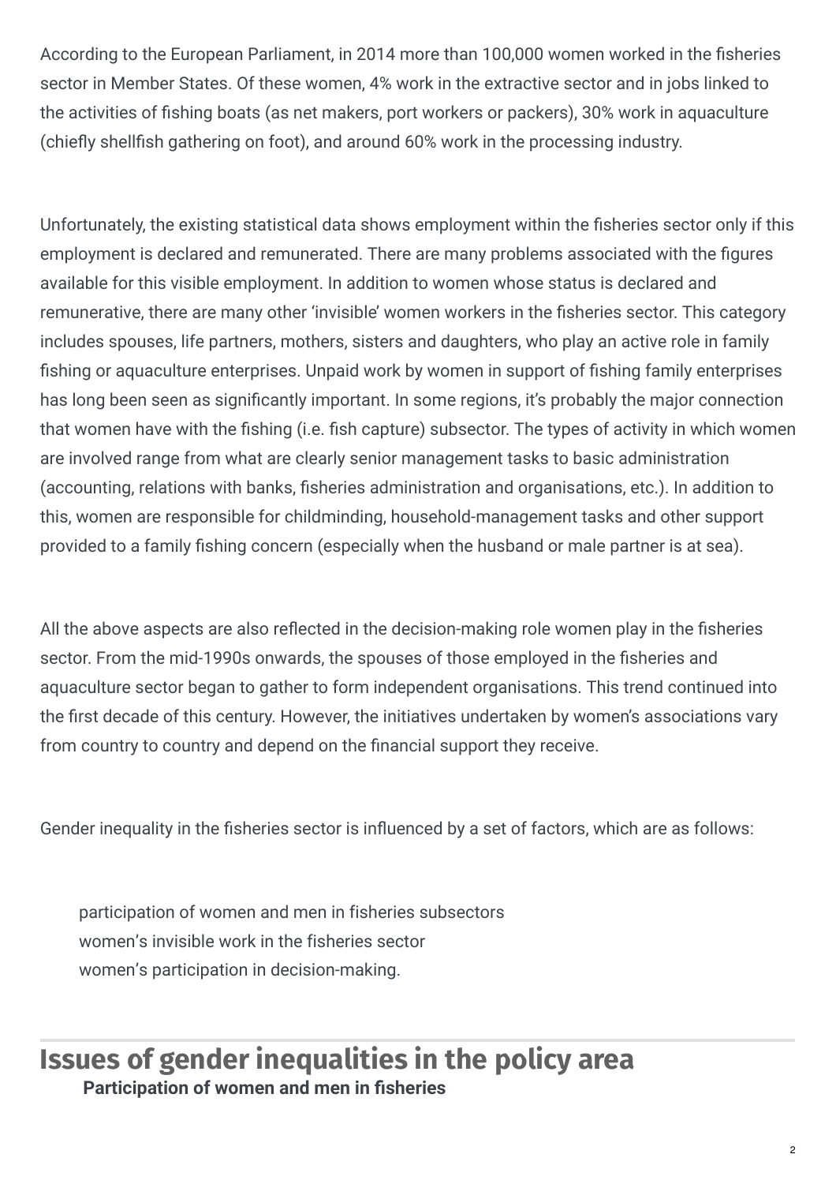According to the European Parliament, in 2014 more than 100,000 women worked in the fisheries sector in Member States. Of these women, 4% work in the extractive sector and in jobs linked to the activities of fishing boats (as net makers, port workers or packers), 30% work in aquaculture (chiefly shellfish gathering on foot), and around 60% work in the processing industry.

Unfortunately, the existing statistical data shows employment within the fisheries sector only if this employment is declared and remunerated. There are many problems associated with the figures available for this visible employment. In addition to women whose status is declared and remunerative, there are many other 'invisible' women workers in the fisheries sector. This category includes spouses, life partners, mothers, sisters and daughters, who play an active role in family fishing or aquaculture enterprises. Unpaid work by women in support of fishing family enterprises has long been seen as significantly important. In some regions, it's probably the major connection that women have with the fishing (i.e. fish capture) subsector. The types of activity in which women are involved range from what are clearly senior management tasks to basic administration (accounting, relations with banks, fisheries administration and organisations, etc.). In addition to this, women are responsible for childminding, household-management tasks and other support provided to a family fishing concern (especially when the husband or male partner is at sea).

All the above aspects are also reflected in the decision-making role women play in the fisheries sector. From the mid-1990s onwards, the spouses of those employed in the fisheries and aquaculture sector began to gather to form independent organisations. This trend continued into the first decade of this century. However, the initiatives undertaken by women's associations vary from country to country and depend on the financial support they receive.

Gender inequality in the fisheries sector is influenced by a set of factors, which are as follows:

- participation of women and men in fisheries subsectors
- women's invisible work in the fisheries sector
- women's participation in decision-making.

## Issues of gender inequalities in the policy area

### Participation of women and men in fisheries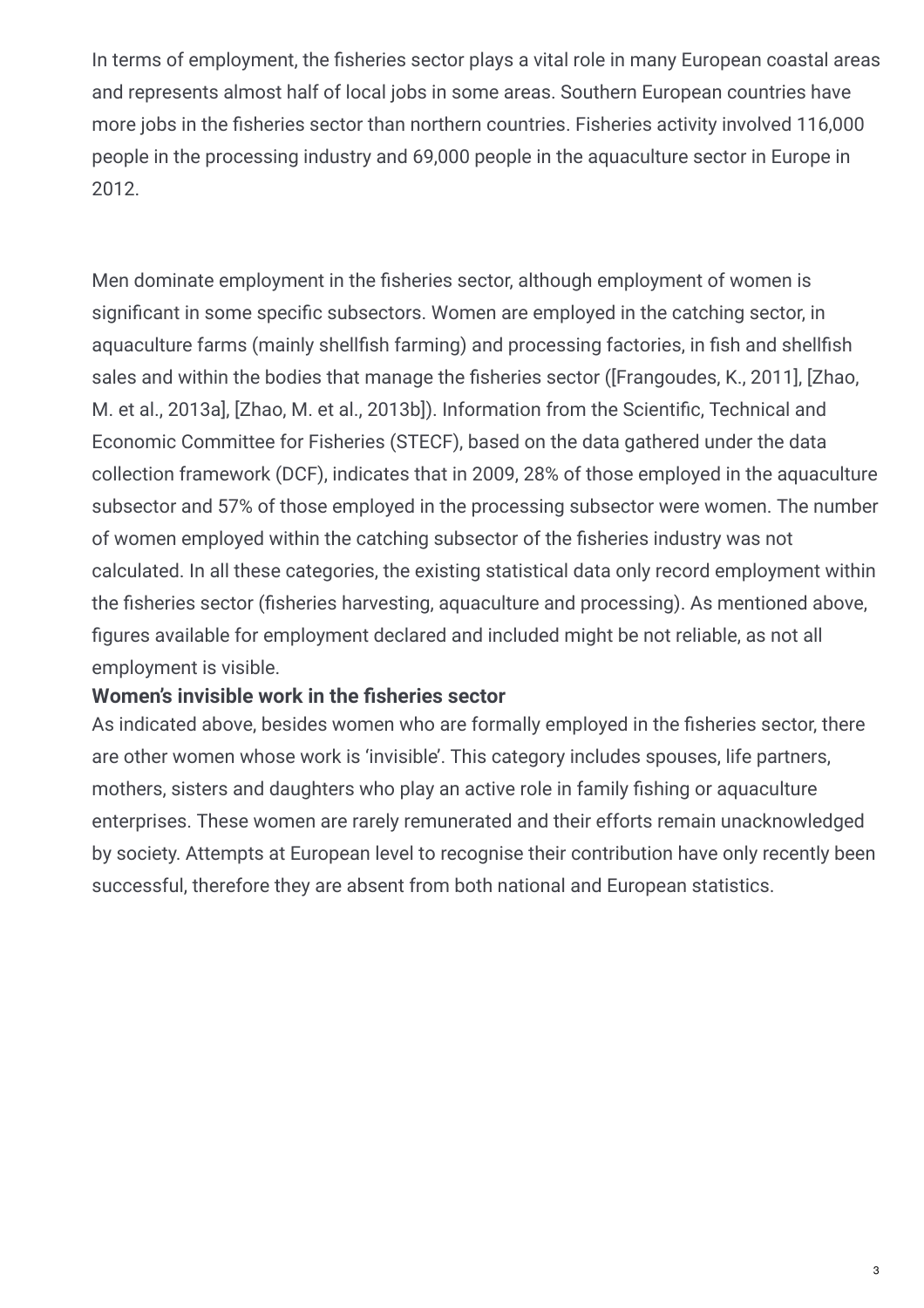In terms of employment, the fisheries sector plays a vital role in many European coastal areas and represents almost half of local jobs in some areas. Southern European countries have more jobs in the fisheries sector than northern countries. Fisheries activity involved 116,000 people in the processing industry and 69,000 people in the aquaculture sector in Europe in 2012.

Men dominate employment in the fisheries sector, although employment of women is significant in some specific subsectors. Women are employed in the catching sector, in aquaculture farms (mainly shellfish farming) and processing factories, in fish and shellfish sales and within the bodies that manage the fisheries sector ([Frangoudes, K., 2011], [Zhao, M. et al., 2013a], [Zhao, M. et al., 2013b]). Information from the Scientific, Technical and Economic Committee for Fisheries (STECF), based on the data gathered under the data collection framework (DCF), indicates that in 2009, 28% of those employed in the aquaculture subsector and 57% of those employed in the processing subsector were women. The number of women employed within the catching subsector of the fisheries industry was not calculated. In all these categories, the existing statistical data only record employment within the fisheries sector (fisheries harvesting, aquaculture and processing). As mentioned above, figures available for employment declared and included might be not reliable, as not all employment is visible.

**Women's invisible work in the fisheries sector**

As indicated above, besides women who are formally employed in the fisheries sector, there are other women whose work is 'invisible'. This category includes spouses, life partners, mothers, sisters and daughters who play an active role in family fishing or aquaculture enterprises. These women are rarely remunerated and their efforts remain unacknowledged by society. Attempts at European level to recognise their contribution have only recently been successful, therefore they are absent from both national and European statistics.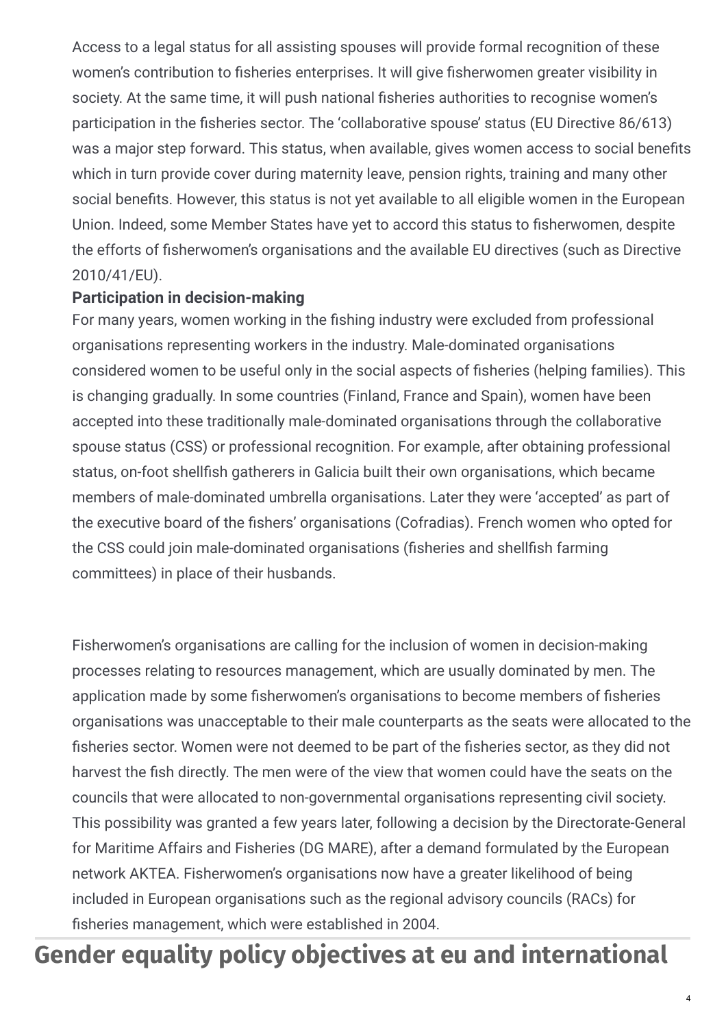Access to a legal status for all assisting spouses will provide formal recognition of these women's contribution to fisheries enterprises. It will give fisherwomen greater visibility in society. At the same time, it will push national fisheries authorities to recognise women's participation in the fisheries sector. The 'collaborative spouse' status (EU Directive 86/613) was a major step forward. This status, when available, gives women access to social benefits which in turn provide cover during maternity leave, pension rights, training and many other social benefits. However, this status is not yet available to all eligible women in the European Union. Indeed, some Member States have yet to accord this status to fisherwomen, despite the efforts of fisherwomen's organisations and the available EU directives (such as Directive 2010/41/EU).

**Participation in decision-making**

For many years, women working in the fishing industry were excluded from professional organisations representing workers in the industry. Male-dominated organisations considered women to be useful only in the social aspects of fisheries (helping families). This is changing gradually. In some countries (Finland, France and Spain), women have been accepted into these traditionally male-dominated organisations through the collaborative spouse status (CSS) or professional recognition. For example, after obtaining professional status, on-foot shellfish gatherers in Galicia built their own organisations, which became members of male-dominated umbrella organisations. Later they were 'accepted' as part of the executive board of the fishers' organisations (Cofradias). French women who opted for the CSS could join male-dominated organisations (fisheries and shellfish farming committees) in place of their husbands.

Fisherwomen's organisations are calling for the inclusion of women in decision-making processes relating to resources management, which are usually dominated by men. The application made by some fisherwomen's organisations to become members of fisheries organisations was unacceptable to their male counterparts as the seats were allocated to the fisheries sector. Women were not deemed to be part of the fisheries sector, as they did not harvest the fish directly. The men were of the view that women could have the seats on the councils that were allocated to non-governmental organisations representing civil society. This possibility was granted a few years later, following a decision by the Directorate-General for Maritime Affairs and Fisheries (DG MARE), after a demand formulated by the European network AKTEA. Fisherwomen's organisations now have a greater likelihood of being included in European organisations such as the regional advisory councils (RACs) for fisheries management, which were established in 2004.

## Gender equality policy objectives at eu and international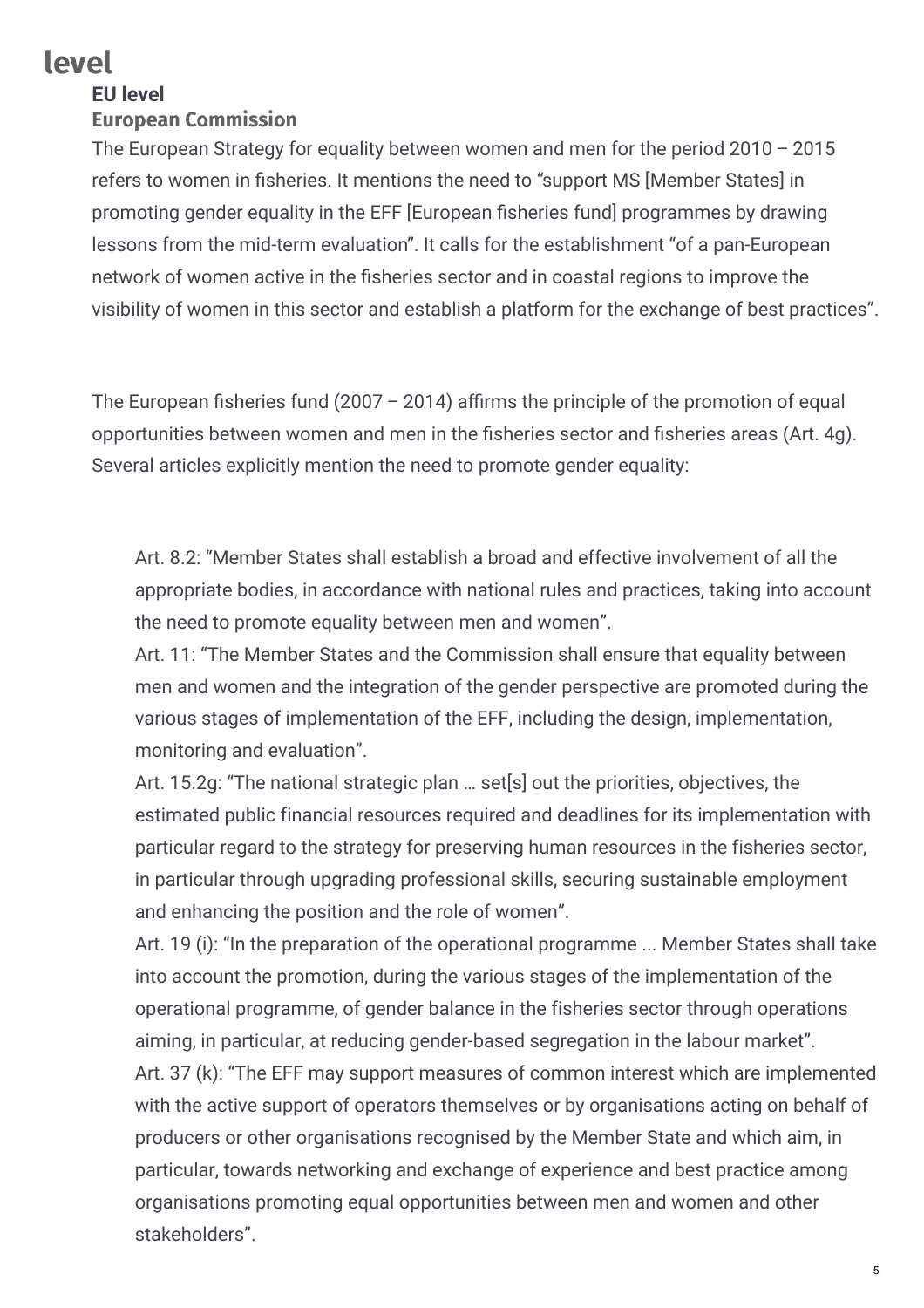# level

## EU level

### European Commission

The European Strategy for equality between women and men for the period 2010 – 2015 refers to women in fisheries. It mentions the need to "support MS [Member States] in promoting gender equality in the EFF [European fisheries fund] programmes by drawing lessons from the mid-term evaluation". It calls for the establishment "of a pan-European network of women active in the fisheries sector and in coastal regions to improve the visibility of women in this sector and establish a platform for the exchange of best practices".

The European fisheries fund (2007 – 2014) affirms the principle of the promotion of equal opportunities between women and men in the fisheries sector and fisheries areas (Art. 4g). Several articles explicitly mention the need to promote gender equality:

> Art. 8.2: "Member States shall establish a broad and effective involvement of all the appropriate bodies, in accordance with national rules and practices, taking into account the need to promote equality between men and women".
>
> Art. 11: "The Member States and the Commission shall ensure that equality between men and women and the integration of the gender perspective are promoted during the various stages of implementation of the EFF, including the design, implementation, monitoring and evaluation".
>
> Art. 15.2g: "The national strategic plan … set[s] out the priorities, objectives, the estimated public financial resources required and deadlines for its implementation with particular regard to the strategy for preserving human resources in the fisheries sector, in particular through upgrading professional skills, securing sustainable employment and enhancing the position and the role of women".
>
> Art. 19 (i): "In the preparation of the operational programme ... Member States shall take into account the promotion, during the various stages of the implementation of the operational programme, of gender balance in the fisheries sector through operations aiming, in particular, at reducing gender-based segregation in the labour market".
>
> Art. 37 (k): "The EFF may support measures of common interest which are implemented with the active support of operators themselves or by organisations acting on behalf of producers or other organisations recognised by the Member State and which aim, in particular, towards networking and exchange of experience and best practice among organisations promoting equal opportunities between men and women and other stakeholders".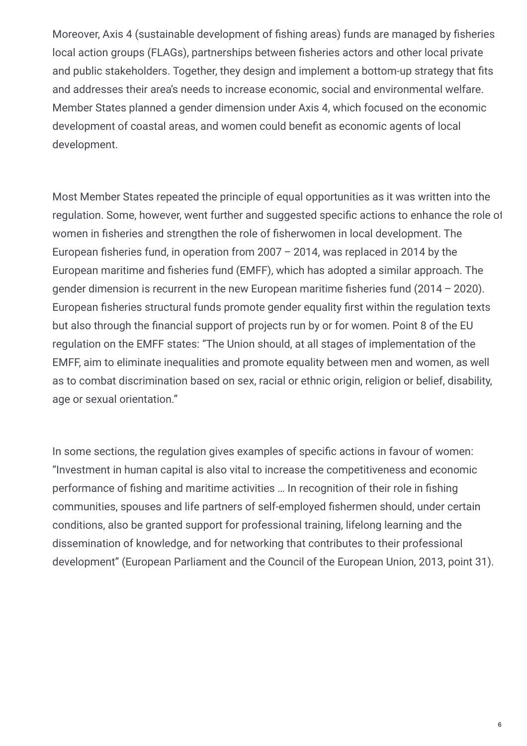Moreover, Axis 4 (sustainable development of fishing areas) funds are managed by fisheries local action groups (FLAGs), partnerships between fisheries actors and other local private and public stakeholders. Together, they design and implement a bottom-up strategy that fits and addresses their area's needs to increase economic, social and environmental welfare. Member States planned a gender dimension under Axis 4, which focused on the economic development of coastal areas, and women could benefit as economic agents of local development.

Most Member States repeated the principle of equal opportunities as it was written into the regulation. Some, however, went further and suggested specific actions to enhance the role of women in fisheries and strengthen the role of fisherwomen in local development. The European fisheries fund, in operation from 2007 – 2014, was replaced in 2014 by the European maritime and fisheries fund (EMFF), which has adopted a similar approach. The gender dimension is recurrent in the new European maritime fisheries fund (2014 – 2020). European fisheries structural funds promote gender equality first within the regulation texts but also through the financial support of projects run by or for women. Point 8 of the EU regulation on the EMFF states: "The Union should, at all stages of implementation of the EMFF, aim to eliminate inequalities and promote equality between men and women, as well as to combat discrimination based on sex, racial or ethnic origin, religion or belief, disability, age or sexual orientation."

In some sections, the regulation gives examples of specific actions in favour of women: "Investment in human capital is also vital to increase the competitiveness and economic performance of fishing and maritime activities … In recognition of their role in fishing communities, spouses and life partners of self-employed fishermen should, under certain conditions, also be granted support for professional training, lifelong learning and the dissemination of knowledge, and for networking that contributes to their professional development" (European Parliament and the Council of the European Union, 2013, point 31).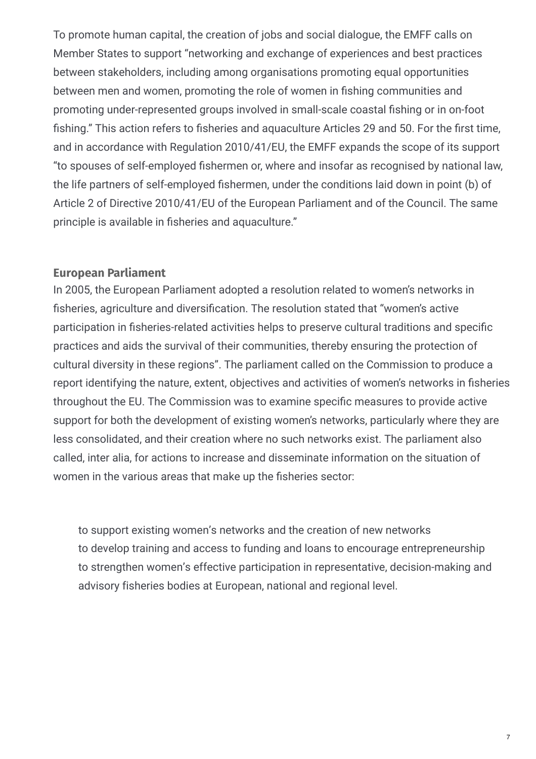To promote human capital, the creation of jobs and social dialogue, the EMFF calls on Member States to support "networking and exchange of experiences and best practices between stakeholders, including among organisations promoting equal opportunities between men and women, promoting the role of women in fishing communities and promoting under-represented groups involved in small-scale coastal fishing or in on-foot fishing." This action refers to fisheries and aquaculture Articles 29 and 50. For the first time, and in accordance with Regulation 2010/41/EU, the EMFF expands the scope of its support "to spouses of self-employed fishermen or, where and insofar as recognised by national law, the life partners of self-employed fishermen, under the conditions laid down in point (b) of Article 2 of Directive 2010/41/EU of the European Parliament and of the Council. The same principle is available in fisheries and aquaculture."

### European Parliament

In 2005, the European Parliament adopted a resolution related to women's networks in fisheries, agriculture and diversification. The resolution stated that "women's active participation in fisheries-related activities helps to preserve cultural traditions and specific practices and aids the survival of their communities, thereby ensuring the protection of cultural diversity in these regions". The parliament called on the Commission to produce a report identifying the nature, extent, objectives and activities of women's networks in fisheries throughout the EU. The Commission was to examine specific measures to provide active support for both the development of existing women's networks, particularly where they are less consolidated, and their creation where no such networks exist. The parliament also called, inter alia, for actions to increase and disseminate information on the situation of women in the various areas that make up the fisheries sector:

- to support existing women's networks and the creation of new networks
- to develop training and access to funding and loans to encourage entrepreneurship
- to strengthen women's effective participation in representative, decision-making and advisory fisheries bodies at European, national and regional level.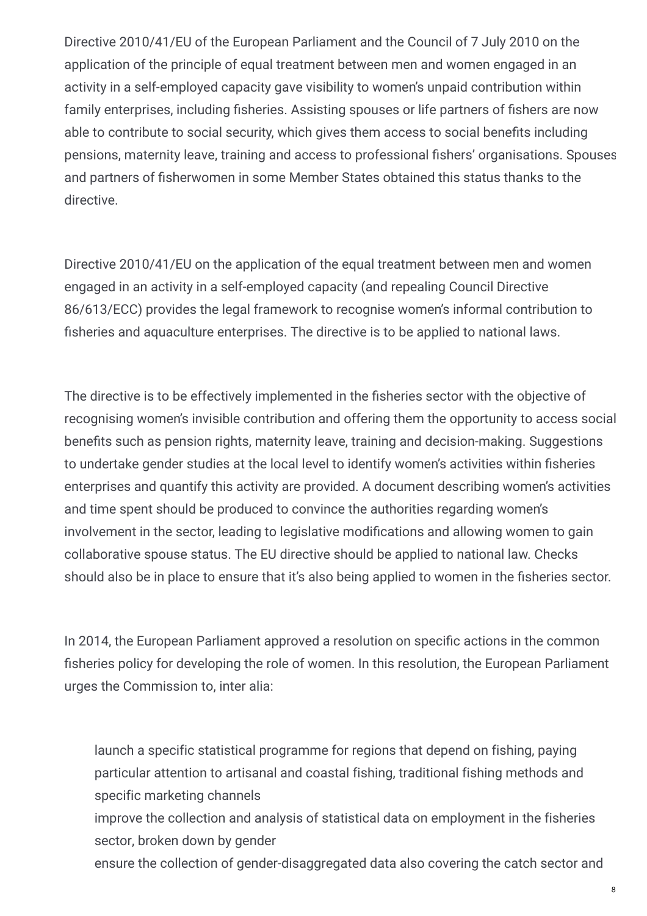Directive 2010/41/EU of the European Parliament and the Council of 7 July 2010 on the application of the principle of equal treatment between men and women engaged in an activity in a self-employed capacity gave visibility to women's unpaid contribution within family enterprises, including fisheries. Assisting spouses or life partners of fishers are now able to contribute to social security, which gives them access to social benefits including pensions, maternity leave, training and access to professional fishers' organisations. Spouses and partners of fisherwomen in some Member States obtained this status thanks to the directive.

Directive 2010/41/EU on the application of the equal treatment between men and women engaged in an activity in a self-employed capacity (and repealing Council Directive 86/613/ECC) provides the legal framework to recognise women's informal contribution to fisheries and aquaculture enterprises. The directive is to be applied to national laws.

The directive is to be effectively implemented in the fisheries sector with the objective of recognising women's invisible contribution and offering them the opportunity to access social benefits such as pension rights, maternity leave, training and decision-making. Suggestions to undertake gender studies at the local level to identify women's activities within fisheries enterprises and quantify this activity are provided. A document describing women's activities and time spent should be produced to convince the authorities regarding women's involvement in the sector, leading to legislative modifications and allowing women to gain collaborative spouse status. The EU directive should be applied to national law. Checks should also be in place to ensure that it's also being applied to women in the fisheries sector.

In 2014, the European Parliament approved a resolution on specific actions in the common fisheries policy for developing the role of women. In this resolution, the European Parliament urges the Commission to, inter alia:

- launch a specific statistical programme for regions that depend on fishing, paying particular attention to artisanal and coastal fishing, traditional fishing methods and specific marketing channels
- improve the collection and analysis of statistical data on employment in the fisheries sector, broken down by gender
- ensure the collection of gender-disaggregated data also covering the catch sector and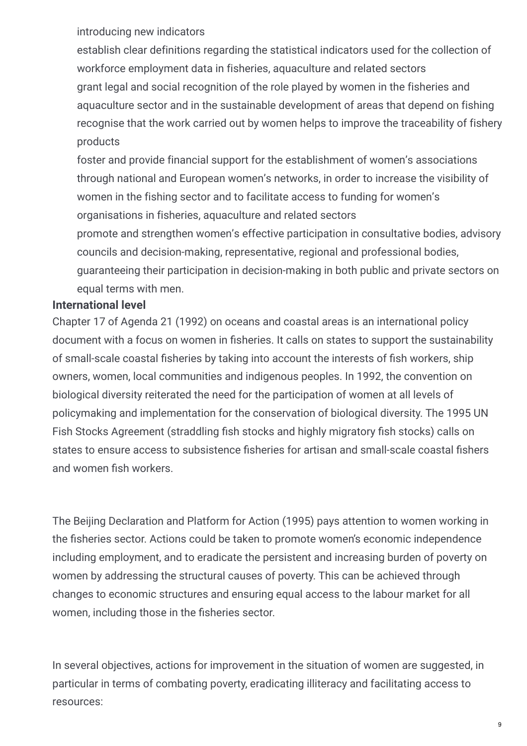- introducing new indicators
- establish clear definitions regarding the statistical indicators used for the collection of workforce employment data in fisheries, aquaculture and related sectors
- grant legal and social recognition of the role played by women in the fisheries and aquaculture sector and in the sustainable development of areas that depend on fishing
- recognise that the work carried out by women helps to improve the traceability of fishery products
- foster and provide financial support for the establishment of women's associations through national and European women's networks, in order to increase the visibility of women in the fishing sector and to facilitate access to funding for women's organisations in fisheries, aquaculture and related sectors
- promote and strengthen women's effective participation in consultative bodies, advisory councils and decision-making, representative, regional and professional bodies, guaranteeing their participation in decision-making in both public and private sectors on equal terms with men.

**International level**

Chapter 17 of Agenda 21 (1992) on oceans and coastal areas is an international policy document with a focus on women in fisheries. It calls on states to support the sustainability of small-scale coastal fisheries by taking into account the interests of fish workers, ship owners, women, local communities and indigenous peoples. In 1992, the convention on biological diversity reiterated the need for the participation of women at all levels of policymaking and implementation for the conservation of biological diversity. The 1995 UN Fish Stocks Agreement (straddling fish stocks and highly migratory fish stocks) calls on states to ensure access to subsistence fisheries for artisan and small-scale coastal fishers and women fish workers.

The Beijing Declaration and Platform for Action (1995) pays attention to women working in the fisheries sector. Actions could be taken to promote women's economic independence including employment, and to eradicate the persistent and increasing burden of poverty on women by addressing the structural causes of poverty. This can be achieved through changes to economic structures and ensuring equal access to the labour market for all women, including those in the fisheries sector.

In several objectives, actions for improvement in the situation of women are suggested, in particular in terms of combating poverty, eradicating illiteracy and facilitating access to resources: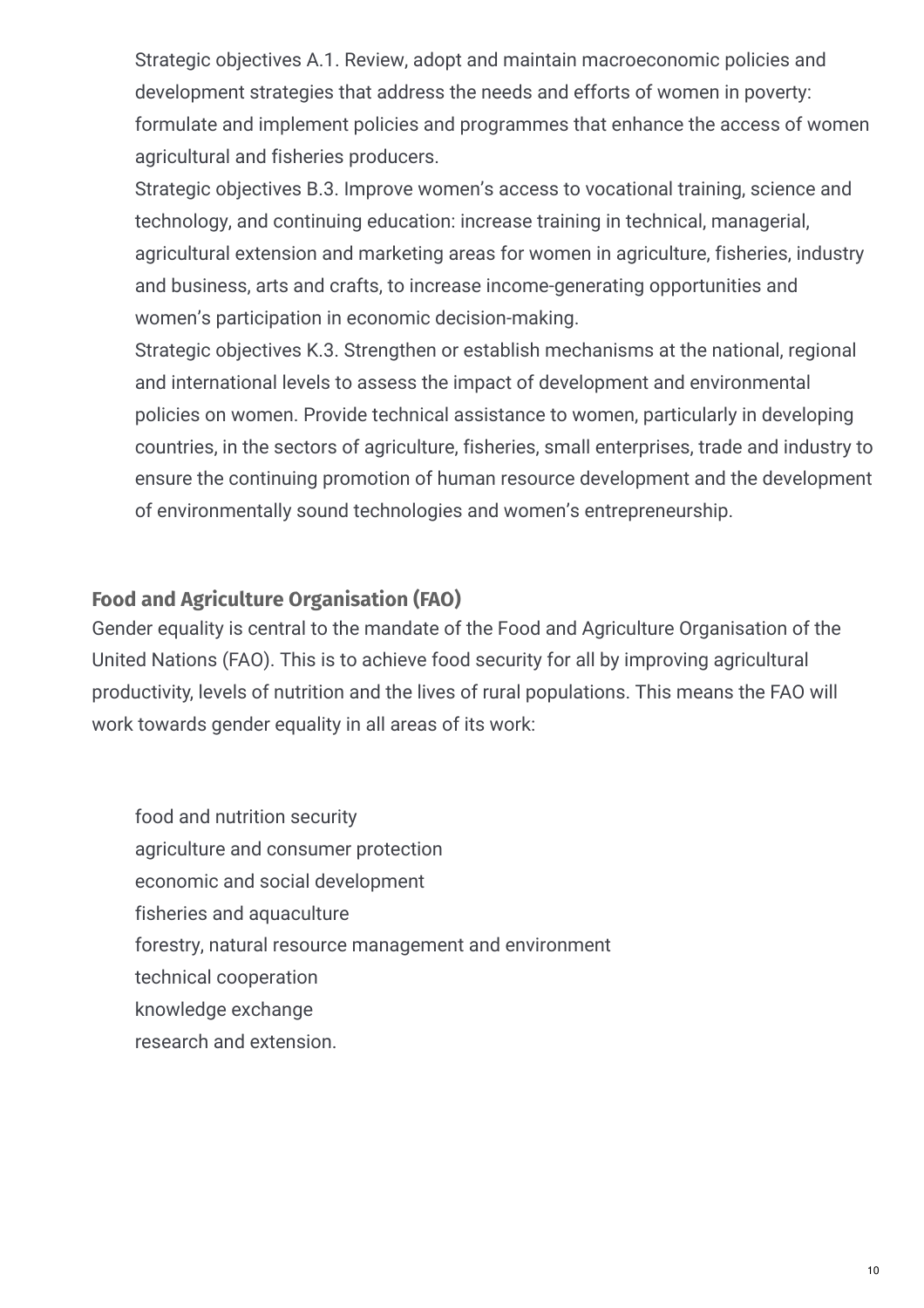- Strategic objectives A.1. Review, adopt and maintain macroeconomic policies and development strategies that address the needs and efforts of women in poverty: formulate and implement policies and programmes that enhance the access of women agricultural and fisheries producers.
- Strategic objectives B.3. Improve women's access to vocational training, science and technology, and continuing education: increase training in technical, managerial, agricultural extension and marketing areas for women in agriculture, fisheries, industry and business, arts and crafts, to increase income-generating opportunities and women's participation in economic decision-making.
- Strategic objectives K.3. Strengthen or establish mechanisms at the national, regional and international levels to assess the impact of development and environmental policies on women. Provide technical assistance to women, particularly in developing countries, in the sectors of agriculture, fisheries, small enterprises, trade and industry to ensure the continuing promotion of human resource development and the development of environmentally sound technologies and women's entrepreneurship.

### Food and Agriculture Organisation (FAO)

Gender equality is central to the mandate of the Food and Agriculture Organisation of the United Nations (FAO). This is to achieve food security for all by improving agricultural productivity, levels of nutrition and the lives of rural populations. This means the FAO will work towards gender equality in all areas of its work:

- food and nutrition security
- agriculture and consumer protection
- economic and social development
- fisheries and aquaculture
- forestry, natural resource management and environment
- technical cooperation
- knowledge exchange
- research and extension.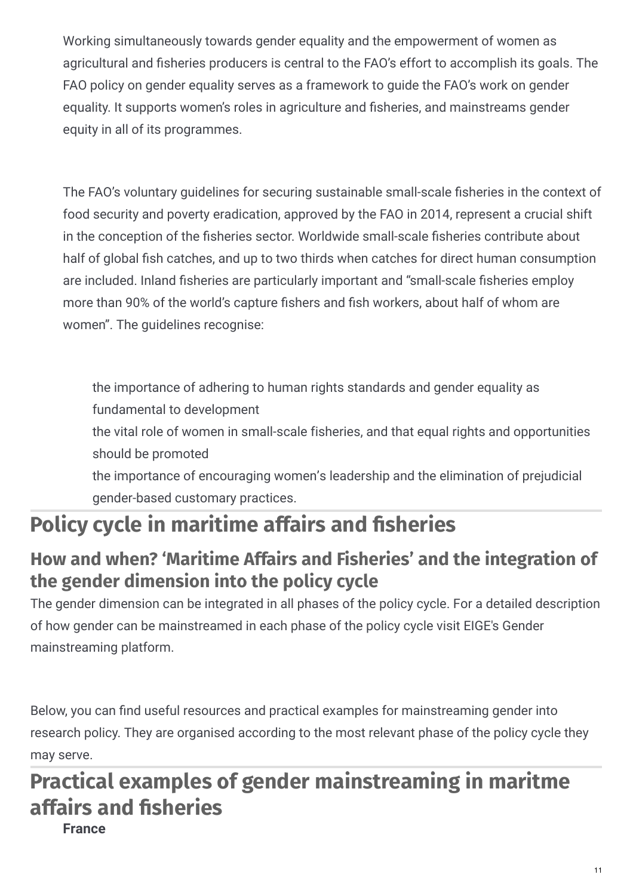Working simultaneously towards gender equality and the empowerment of women as agricultural and fisheries producers is central to the FAO's effort to accomplish its goals. The FAO policy on gender equality serves as a framework to guide the FAO's work on gender equality. It supports women's roles in agriculture and fisheries, and mainstreams gender equity in all of its programmes.

The FAO's voluntary guidelines for securing sustainable small-scale fisheries in the context of food security and poverty eradication, approved by the FAO in 2014, represent a crucial shift in the conception of the fisheries sector. Worldwide small-scale fisheries contribute about half of global fish catches, and up to two thirds when catches for direct human consumption are included. Inland fisheries are particularly important and "small-scale fisheries employ more than 90% of the world's capture fishers and fish workers, about half of whom are women". The guidelines recognise:

- the importance of adhering to human rights standards and gender equality as fundamental to development
- the vital role of women in small-scale fisheries, and that equal rights and opportunities should be promoted
- the importance of encouraging women's leadership and the elimination of prejudicial gender-based customary practices.

# Policy cycle in maritime affairs and fisheries

## How and when? 'Maritime Affairs and Fisheries' and the integration of the gender dimension into the policy cycle

The gender dimension can be integrated in all phases of the policy cycle. For a detailed description of how gender can be mainstreamed in each phase of the policy cycle visit EIGE's Gender mainstreaming platform.

Below, you can find useful resources and practical examples for mainstreaming gender into research policy. They are organised according to the most relevant phase of the policy cycle they may serve.

# Practical examples of gender mainstreaming in maritme affairs and fisheries

**France**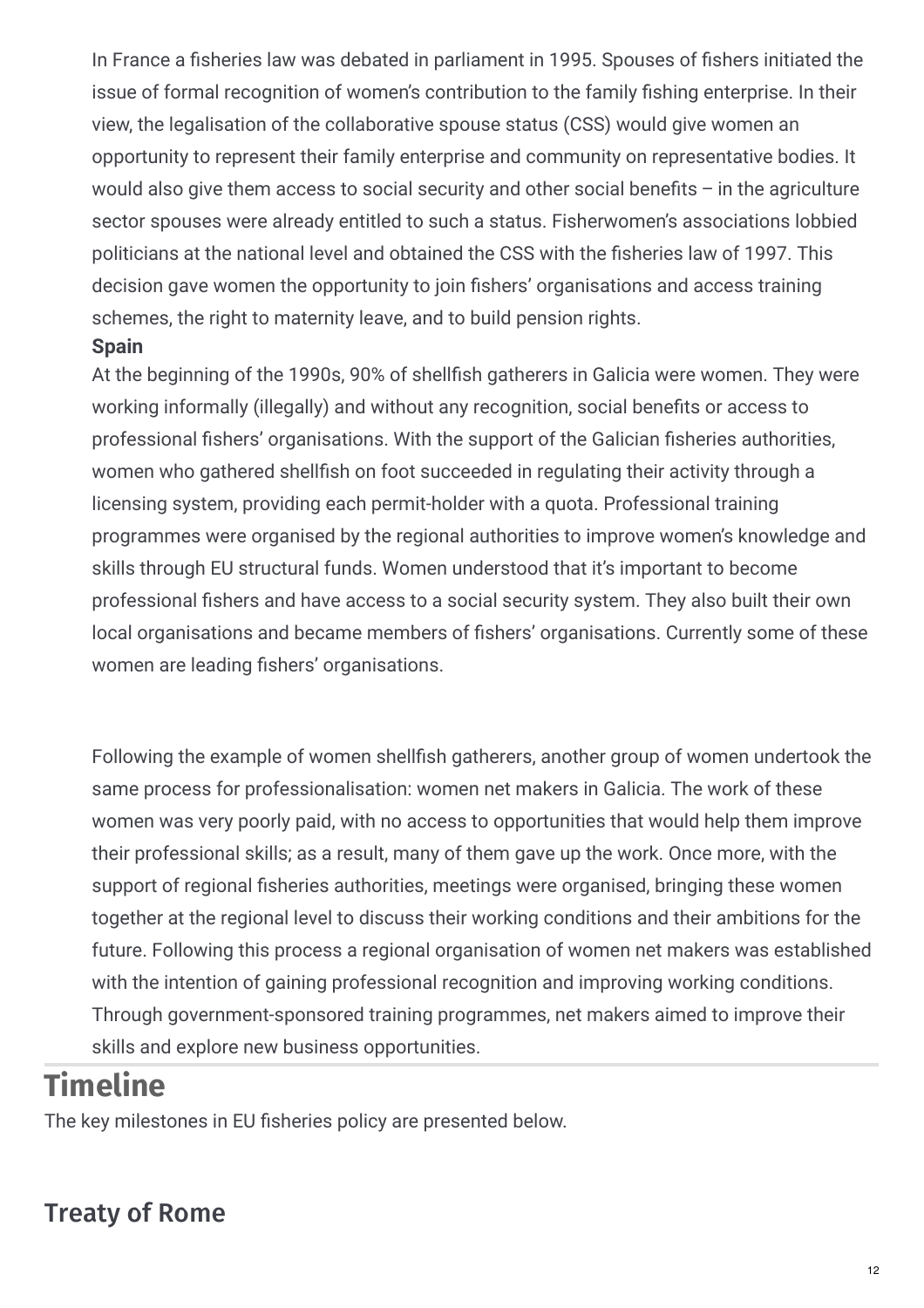In France a fisheries law was debated in parliament in 1995. Spouses of fishers initiated the issue of formal recognition of women's contribution to the family fishing enterprise. In their view, the legalisation of the collaborative spouse status (CSS) would give women an opportunity to represent their family enterprise and community on representative bodies. It would also give them access to social security and other social benefits – in the agriculture sector spouses were already entitled to such a status. Fisherwomen's associations lobbied politicians at the national level and obtained the CSS with the fisheries law of 1997. This decision gave women the opportunity to join fishers' organisations and access training schemes, the right to maternity leave, and to build pension rights.

**Spain**

At the beginning of the 1990s, 90% of shellfish gatherers in Galicia were women. They were working informally (illegally) and without any recognition, social benefits or access to professional fishers' organisations. With the support of the Galician fisheries authorities, women who gathered shellfish on foot succeeded in regulating their activity through a licensing system, providing each permit-holder with a quota. Professional training programmes were organised by the regional authorities to improve women's knowledge and skills through EU structural funds. Women understood that it's important to become professional fishers and have access to a social security system. They also built their own local organisations and became members of fishers' organisations. Currently some of these women are leading fishers' organisations.

Following the example of women shellfish gatherers, another group of women undertook the same process for professionalisation: women net makers in Galicia. The work of these women was very poorly paid, with no access to opportunities that would help them improve their professional skills; as a result, many of them gave up the work. Once more, with the support of regional fisheries authorities, meetings were organised, bringing these women together at the regional level to discuss their working conditions and their ambitions for the future. Following this process a regional organisation of women net makers was established with the intention of gaining professional recognition and improving working conditions. Through government-sponsored training programmes, net makers aimed to improve their skills and explore new business opportunities.

# Timeline

The key milestones in EU fisheries policy are presented below.

## Treaty of Rome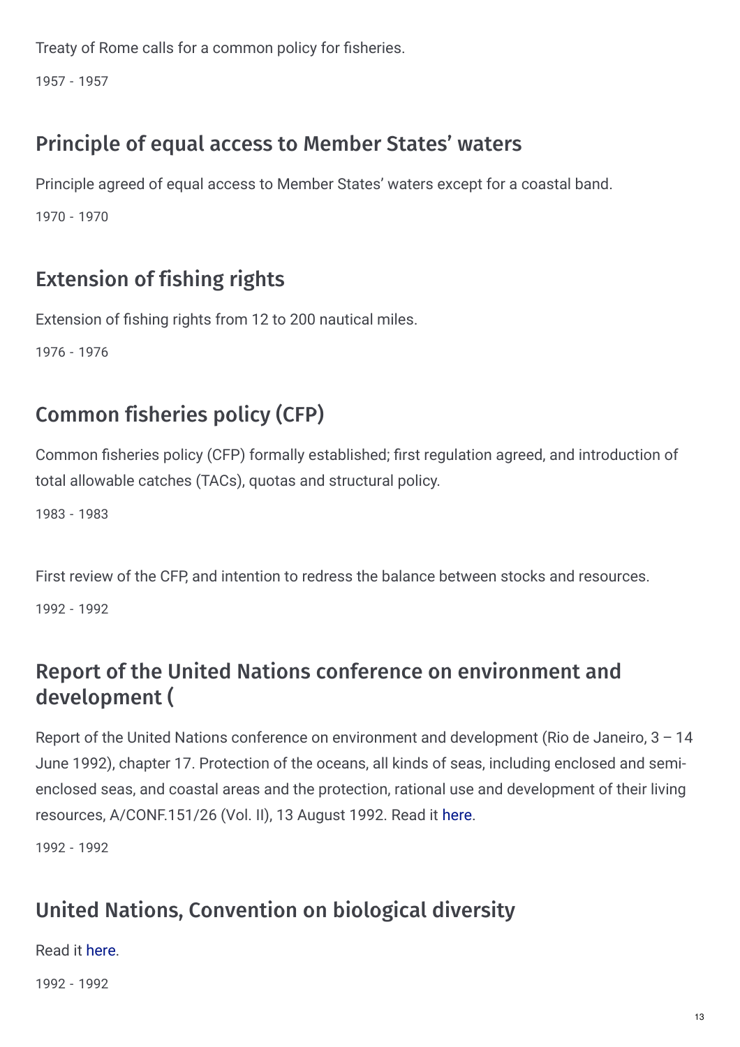Treaty of Rome calls for a common policy for fisheries.

1957 - 1957

## Principle of equal access to Member States' waters

Principle agreed of equal access to Member States' waters except for a coastal band.

1970 - 1970

## Extension of fishing rights

Extension of fishing rights from 12 to 200 nautical miles.

1976 - 1976

## Common fisheries policy (CFP)

Common fisheries policy (CFP) formally established; first regulation agreed, and introduction of total allowable catches (TACs), quotas and structural policy.

1983 - 1983

First review of the CFP, and intention to redress the balance between stocks and resources.

1992 - 1992

## Report of the United Nations conference on environment and development (

Report of the United Nations conference on environment and development (Rio de Janeiro, 3 – 14 June 1992), chapter 17. Protection of the oceans, all kinds of seas, including enclosed and semi-enclosed seas, and coastal areas and the protection, rational use and development of their living resources, A/CONF.151/26 (Vol. II), 13 August 1992. Read it here.

1992 - 1992

## United Nations, Convention on biological diversity

Read it here.

1992 - 1992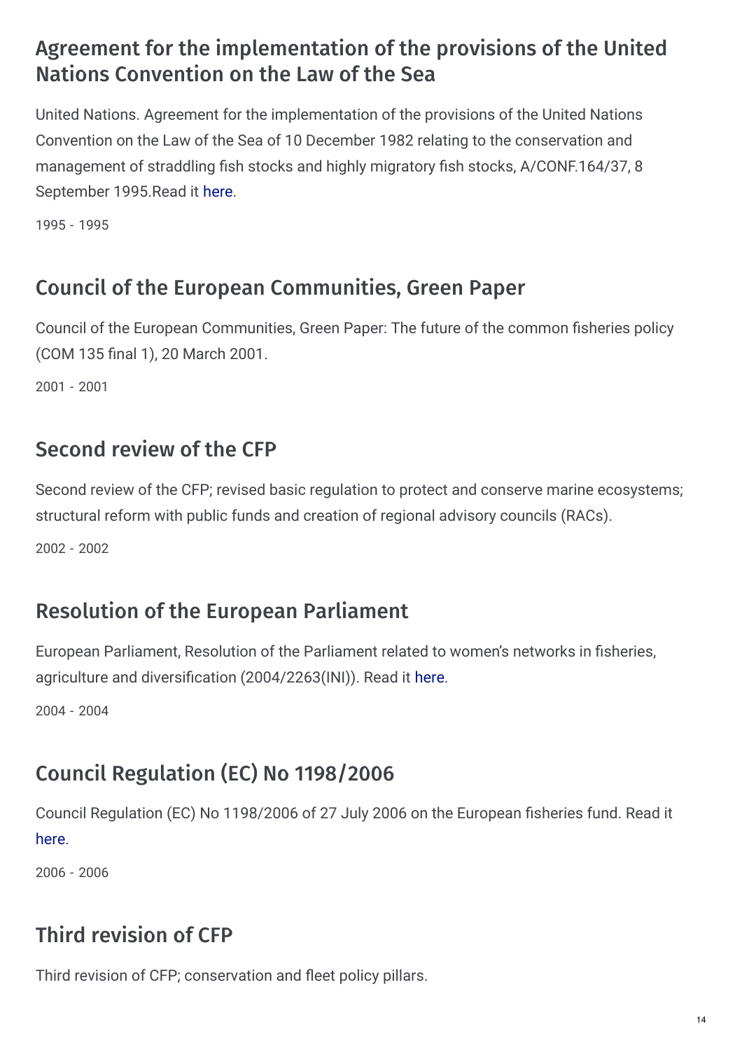## Agreement for the implementation of the provisions of the United Nations Convention on the Law of the Sea

United Nations. Agreement for the implementation of the provisions of the United Nations Convention on the Law of the Sea of 10 December 1982 relating to the conservation and management of straddling fish stocks and highly migratory fish stocks, A/CONF.164/37, 8 September 1995.Read it here.

1995 - 1995

## Council of the European Communities, Green Paper

Council of the European Communities, Green Paper: The future of the common fisheries policy (COM 135 final 1), 20 March 2001.

2001 - 2001

## Second review of the CFP

Second review of the CFP; revised basic regulation to protect and conserve marine ecosystems; structural reform with public funds and creation of regional advisory councils (RACs).

2002 - 2002

## Resolution of the European Parliament

European Parliament, Resolution of the Parliament related to women's networks in fisheries, agriculture and diversification (2004/2263(INI)). Read it here.

2004 - 2004

## Council Regulation (EC) No 1198/2006

Council Regulation (EC) No 1198/2006 of 27 July 2006 on the European fisheries fund. Read it here.

2006 - 2006

## Third revision of CFP

Third revision of CFP; conservation and fleet policy pillars.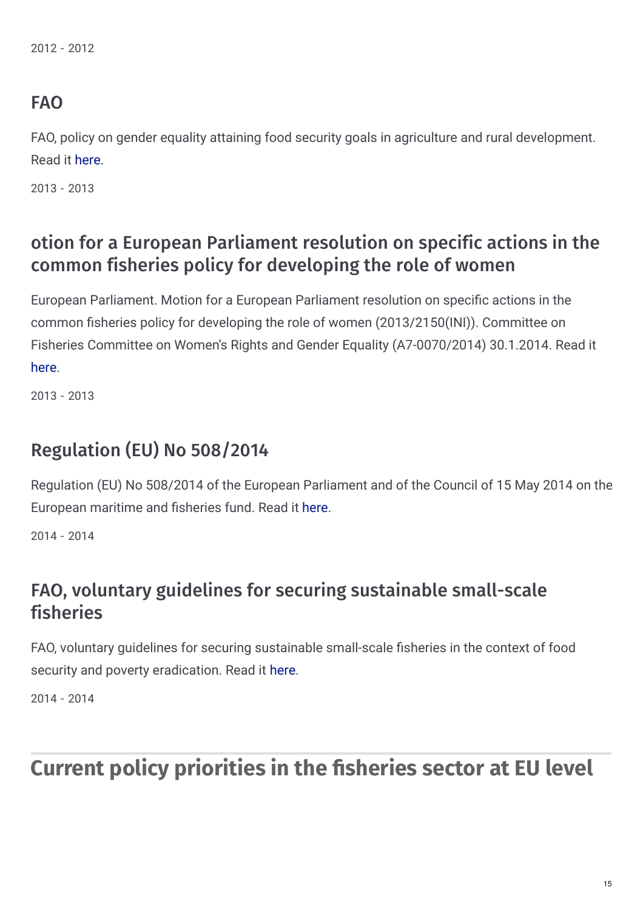2012 - 2012

### FAO

FAO, policy on gender equality attaining food security goals in agriculture and rural development. Read it here.

2013 - 2013

### otion for a European Parliament resolution on specific actions in the common fisheries policy for developing the role of women

European Parliament. Motion for a European Parliament resolution on specific actions in the common fisheries policy for developing the role of women (2013/2150(INI)). Committee on Fisheries Committee on Women's Rights and Gender Equality (A7-0070/2014) 30.1.2014. Read it here.

2013 - 2013

### Regulation (EU) No 508/2014

Regulation (EU) No 508/2014 of the European Parliament and of the Council of 15 May 2014 on the European maritime and fisheries fund. Read it here.

2014 - 2014

### FAO, voluntary guidelines for securing sustainable small-scale fisheries

FAO, voluntary guidelines for securing sustainable small-scale fisheries in the context of food security and poverty eradication. Read it here.

2014 - 2014

## Current policy priorities in the fisheries sector at EU level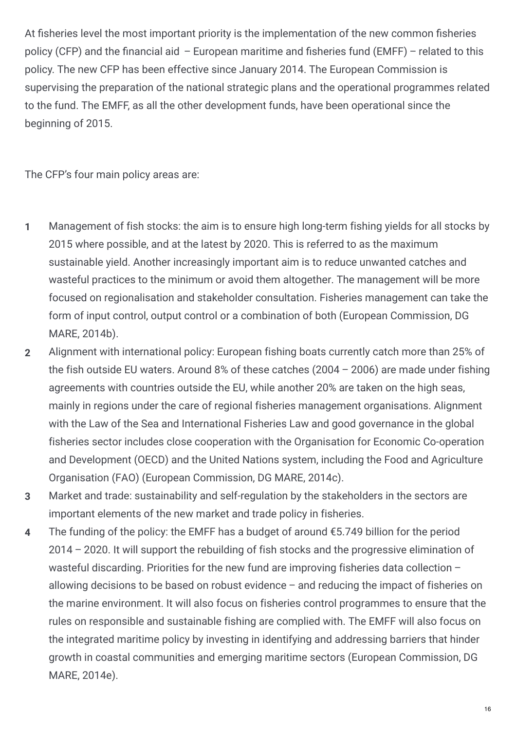At fisheries level the most important priority is the implementation of the new common fisheries policy (CFP) and the financial aid – European maritime and fisheries fund (EMFF) – related to this policy. The new CFP has been effective since January 2014. The European Commission is supervising the preparation of the national strategic plans and the operational programmes related to the fund. The EMFF, as all the other development funds, have been operational since the beginning of 2015.

The CFP's four main policy areas are:

1. Management of fish stocks: the aim is to ensure high long-term fishing yields for all stocks by 2015 where possible, and at the latest by 2020. This is referred to as the maximum sustainable yield. Another increasingly important aim is to reduce unwanted catches and wasteful practices to the minimum or avoid them altogether. The management will be more focused on regionalisation and stakeholder consultation. Fisheries management can take the form of input control, output control or a combination of both (European Commission, DG MARE, 2014b).
2. Alignment with international policy: European fishing boats currently catch more than 25% of the fish outside EU waters. Around 8% of these catches (2004 – 2006) are made under fishing agreements with countries outside the EU, while another 20% are taken on the high seas, mainly in regions under the care of regional fisheries management organisations. Alignment with the Law of the Sea and International Fisheries Law and good governance in the global fisheries sector includes close cooperation with the Organisation for Economic Co-operation and Development (OECD) and the United Nations system, including the Food and Agriculture Organisation (FAO) (European Commission, DG MARE, 2014c).
3. Market and trade: sustainability and self-regulation by the stakeholders in the sectors are important elements of the new market and trade policy in fisheries.
4. The funding of the policy: the EMFF has a budget of around €5.749 billion for the period 2014 – 2020. It will support the rebuilding of fish stocks and the progressive elimination of wasteful discarding. Priorities for the new fund are improving fisheries data collection – allowing decisions to be based on robust evidence – and reducing the impact of fisheries on the marine environment. It will also focus on fisheries control programmes to ensure that the rules on responsible and sustainable fishing are complied with. The EMFF will also focus on the integrated maritime policy by investing in identifying and addressing barriers that hinder growth in coastal communities and emerging maritime sectors (European Commission, DG MARE, 2014e).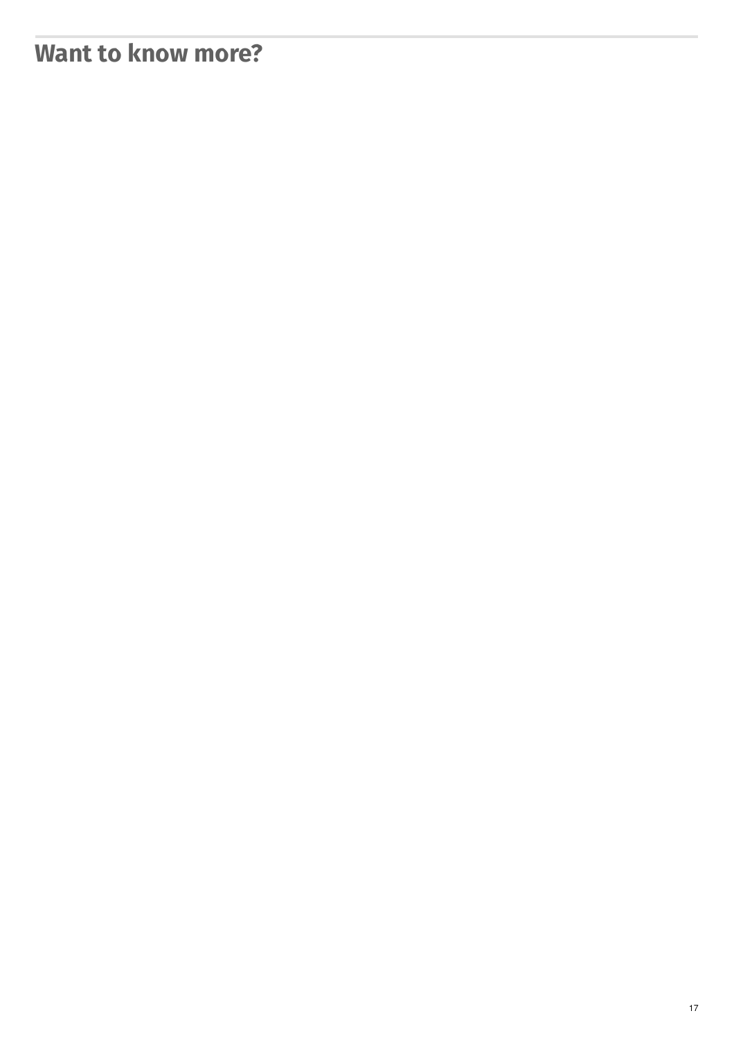## Want to know more?